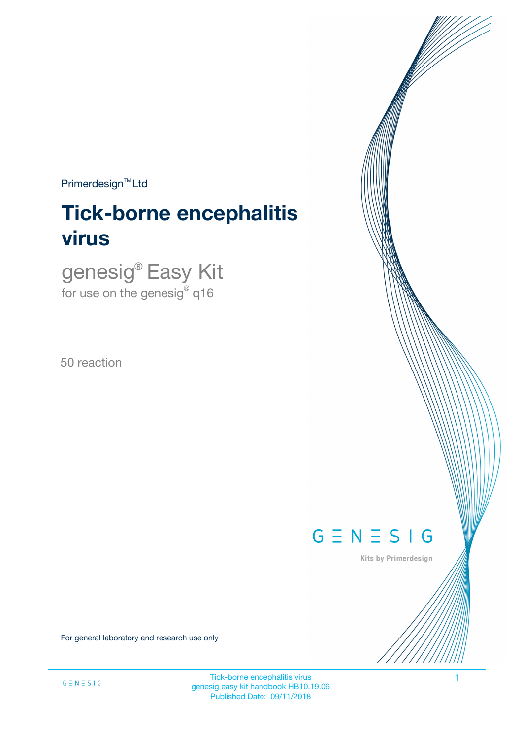Primerdesign™ Ltd

# Tick-borne encephalitis virus

## genesig® Easy Kit

for use on the genesig® q16

50 reaction

For general laboratory and research use only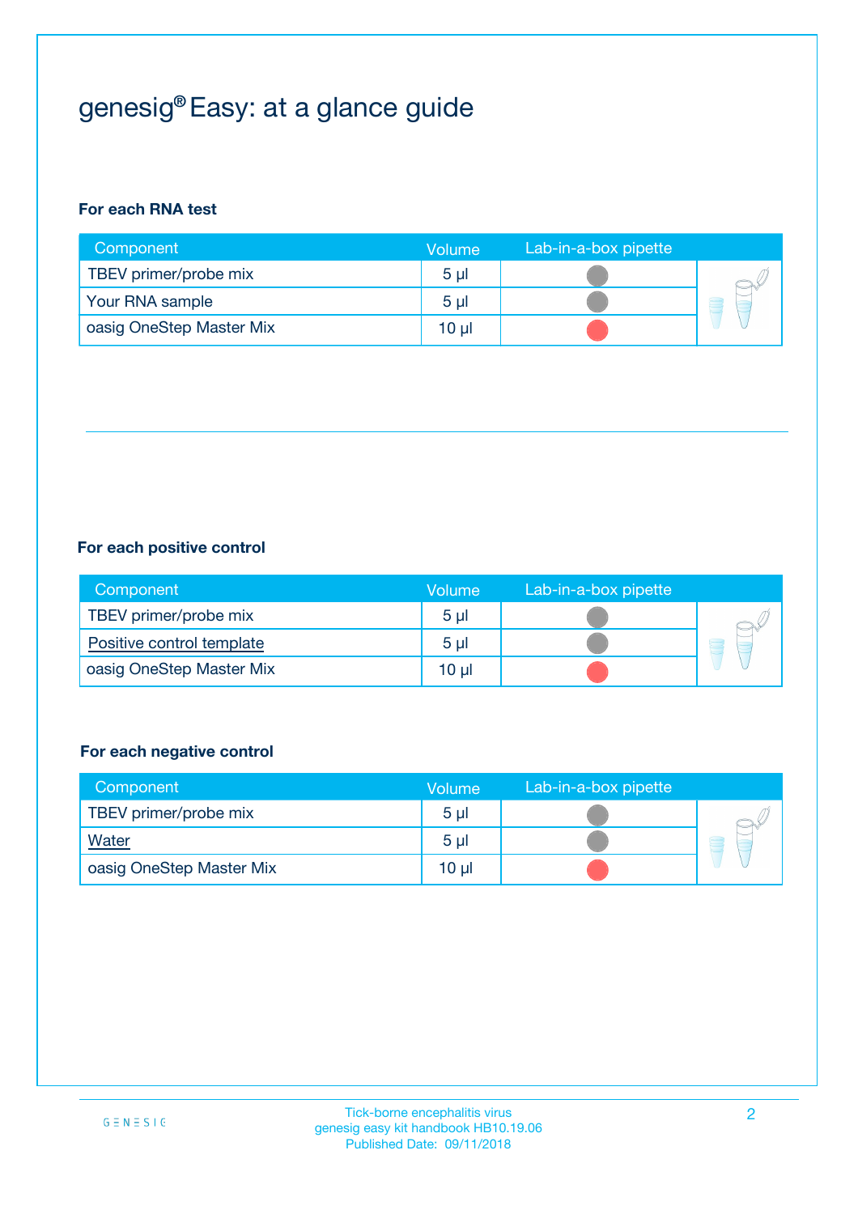# genesig® Easy: at a glance guide

**For each RNA test**

| Component | Volume | Lab-in-a-box pipette |
|---|---|---|
| TBEV primer/probe mix | 5 µl | |
| Your RNA sample | 5 µl | |
| oasig OneStep Master Mix | 10 µl | |

**For each positive control**

| Component | Volume | Lab-in-a-box pipette |
|---|---|---|
| TBEV primer/probe mix | 5 µl | |
| Positive control template | 5 µl | |
| oasig OneStep Master Mix | 10 µl | |

**For each negative control**

| Component | Volume | Lab-in-a-box pipette |
|---|---|---|
| TBEV primer/probe mix | 5 µl | |
| Water | 5 µl | |
| oasig OneStep Master Mix | 10 µl | |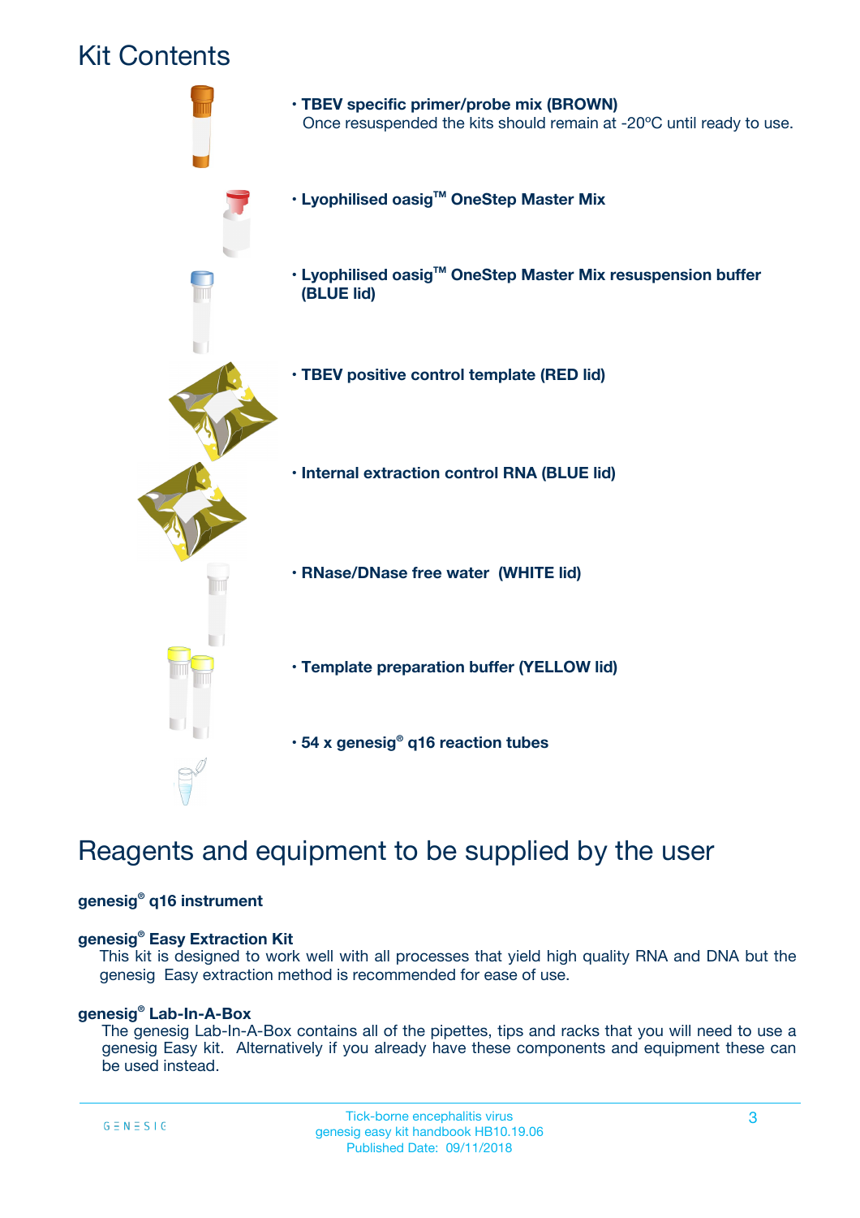# Kit Contents

- **TBEV specific primer/probe mix (BROWN)**
  Once resuspended the kits should remain at -20ºC until ready to use.
- **Lyophilised oasig™ OneStep Master Mix**
- **Lyophilised oasig™ OneStep Master Mix resuspension buffer (BLUE lid)**
- **TBEV positive control template (RED lid)**
- **Internal extraction control RNA (BLUE lid)**
- **RNase/DNase free water (WHITE lid)**
- **Template preparation buffer (YELLOW lid)**
- **54 x genesig® q16 reaction tubes**

# Reagents and equipment to be supplied by the user

**genesig® q16 instrument**

**genesig® Easy Extraction Kit**

This kit is designed to work well with all processes that yield high quality RNA and DNA but the genesig Easy extraction method is recommended for ease of use.

**genesig® Lab-In-A-Box**

The genesig Lab-In-A-Box contains all of the pipettes, tips and racks that you will need to use a genesig Easy kit. Alternatively if you already have these components and equipment these can be used instead.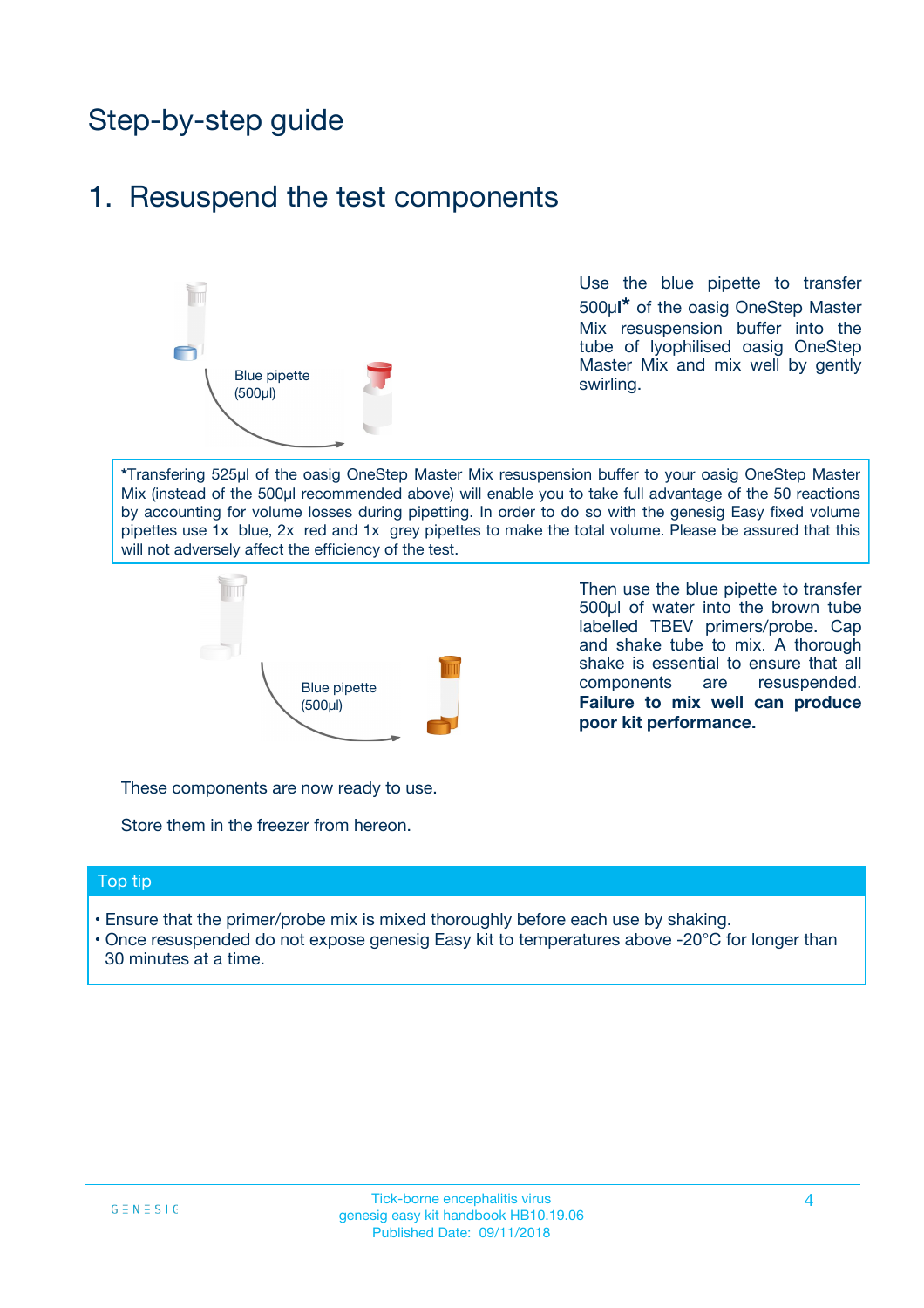# Step-by-step guide

## 1. Resuspend the test components

Blue pipette (500µl)

Use the blue pipette to transfer 500µl* of the oasig OneStep Master Mix resuspension buffer into the tube of lyophilised oasig OneStep Master Mix and mix well by gently swirling.

*Transfering 525µl of the oasig OneStep Master Mix resuspension buffer to your oasig OneStep Master Mix (instead of the 500µl recommended above) will enable you to take full advantage of the 50 reactions by accounting for volume losses during pipetting. In order to do so with the genesig Easy fixed volume pipettes use 1x blue, 2x red and 1x grey pipettes to make the total volume. Please be assured that this will not adversely affect the efficiency of the test.

Blue pipette (500µl)

Then use the blue pipette to transfer 500µl of water into the brown tube labelled TBEV primers/probe. Cap and shake tube to mix. A thorough shake is essential to ensure that all components are resuspended. **Failure to mix well can produce poor kit performance.**

These components are now ready to use.

Store them in the freezer from hereon.

### Top tip

- Ensure that the primer/probe mix is mixed thoroughly before each use by shaking.
- Once resuspended do not expose genesig Easy kit to temperatures above -20°C for longer than 30 minutes at a time.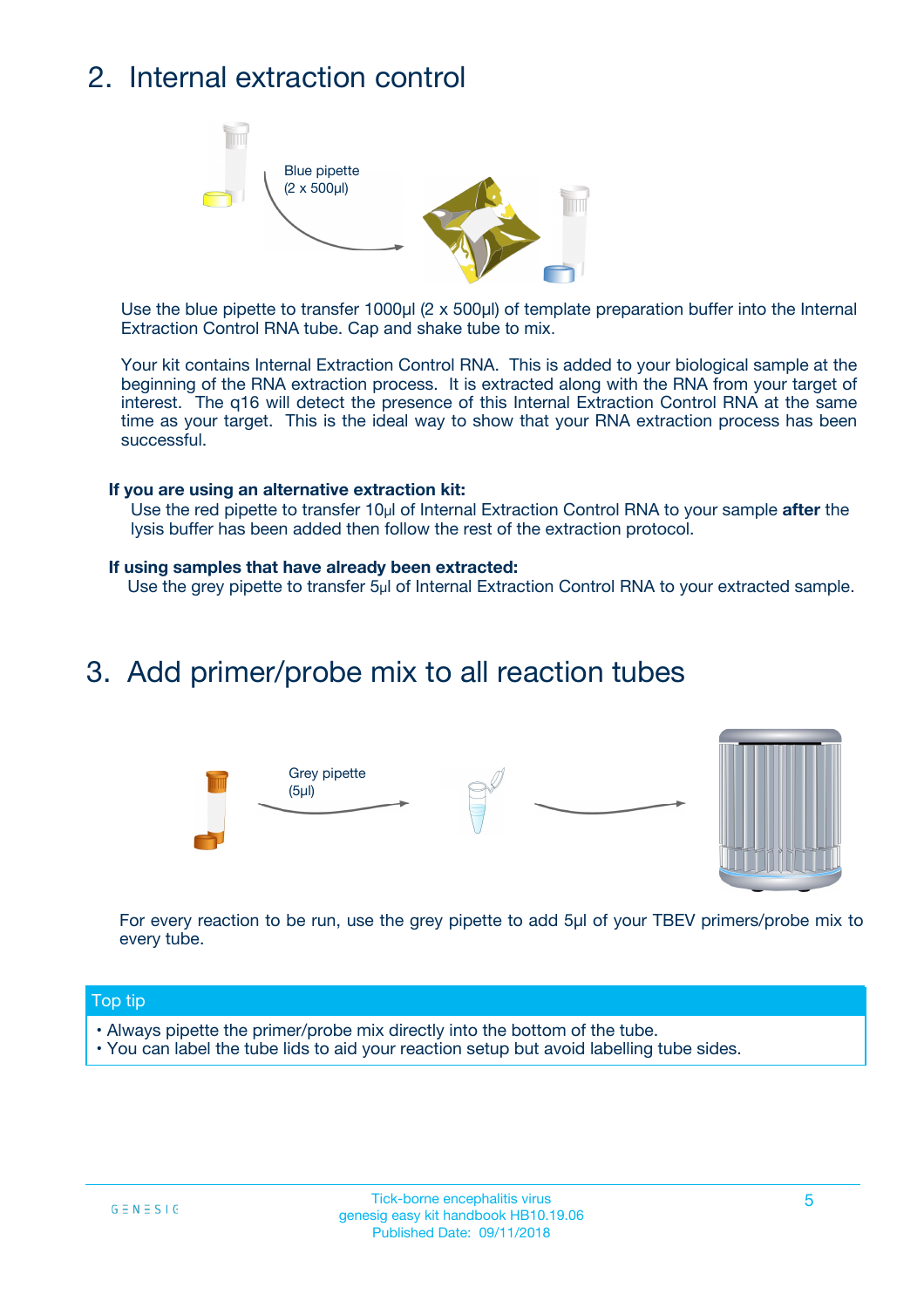## 2. Internal extraction control

Blue pipette (2 x 500µl)

Use the blue pipette to transfer 1000µl (2 x 500µl) of template preparation buffer into the Internal Extraction Control RNA tube. Cap and shake tube to mix.

Your kit contains Internal Extraction Control RNA. This is added to your biological sample at the beginning of the RNA extraction process. It is extracted along with the RNA from your target of interest. The q16 will detect the presence of this Internal Extraction Control RNA at the same time as your target. This is the ideal way to show that your RNA extraction process has been successful.

**If you are using an alternative extraction kit:**

Use the red pipette to transfer 10µl of Internal Extraction Control RNA to your sample **after** the lysis buffer has been added then follow the rest of the extraction protocol.

**If using samples that have already been extracted:**

Use the grey pipette to transfer 5µl of Internal Extraction Control RNA to your extracted sample.

## 3. Add primer/probe mix to all reaction tubes

Grey pipette (5µl)

For every reaction to be run, use the grey pipette to add 5µl of your TBEV primers/probe mix to every tube.

**Top tip**

- Always pipette the primer/probe mix directly into the bottom of the tube.
- You can label the tube lids to aid your reaction setup but avoid labelling tube sides.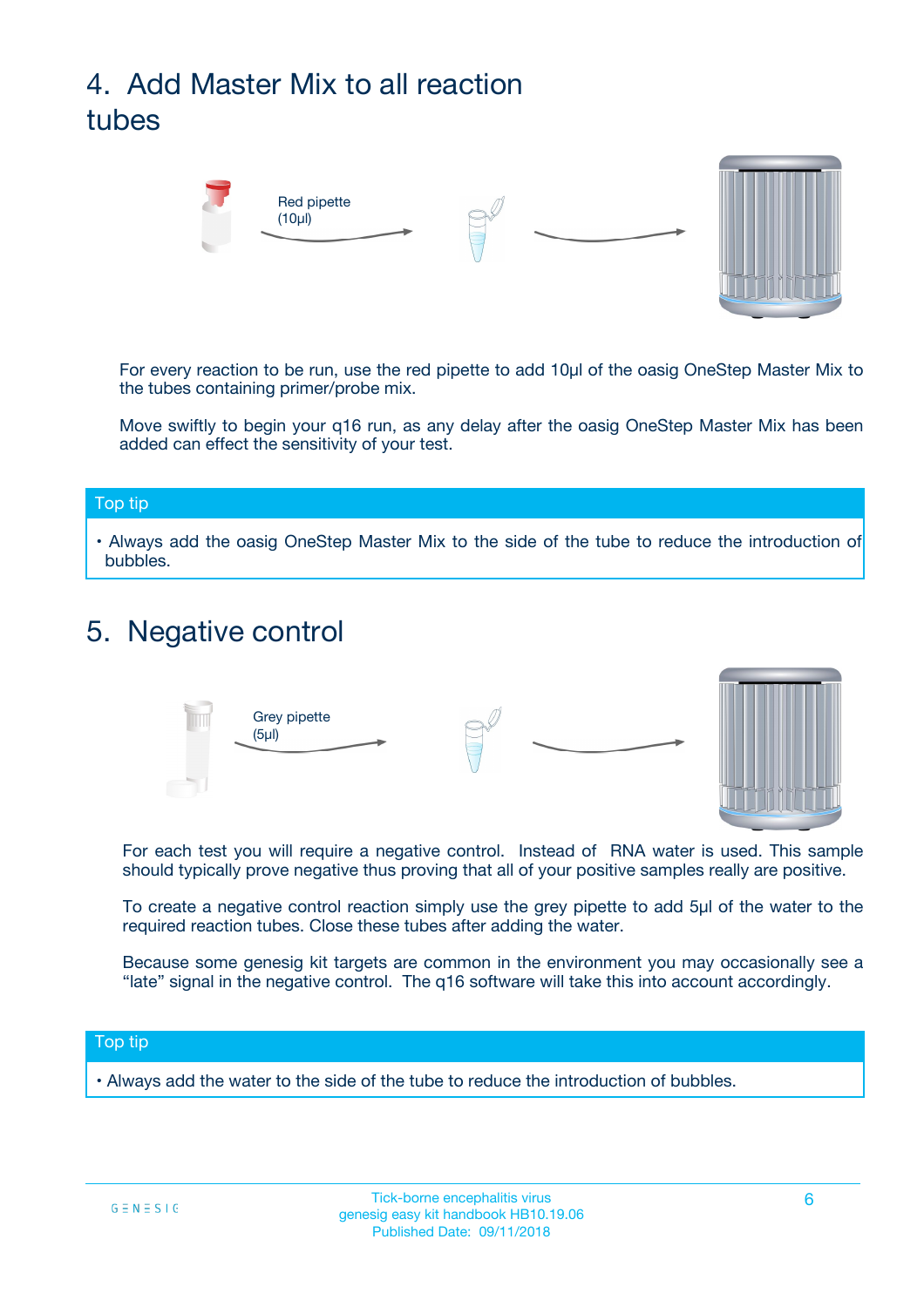## 4. Add Master Mix to all reaction tubes

Red pipette (10µl)

For every reaction to be run, use the red pipette to add 10µl of the oasig OneStep Master Mix to the tubes containing primer/probe mix.

Move swiftly to begin your q16 run, as any delay after the oasig OneStep Master Mix has been added can effect the sensitivity of your test.

**Top tip**

- Always add the oasig OneStep Master Mix to the side of the tube to reduce the introduction of bubbles.

## 5. Negative control

Grey pipette (5µl)

For each test you will require a negative control. Instead of RNA water is used. This sample should typically prove negative thus proving that all of your positive samples really are positive.

To create a negative control reaction simply use the grey pipette to add 5µl of the water to the required reaction tubes. Close these tubes after adding the water.

Because some genesig kit targets are common in the environment you may occasionally see a "late" signal in the negative control. The q16 software will take this into account accordingly.

**Top tip**

- Always add the water to the side of the tube to reduce the introduction of bubbles.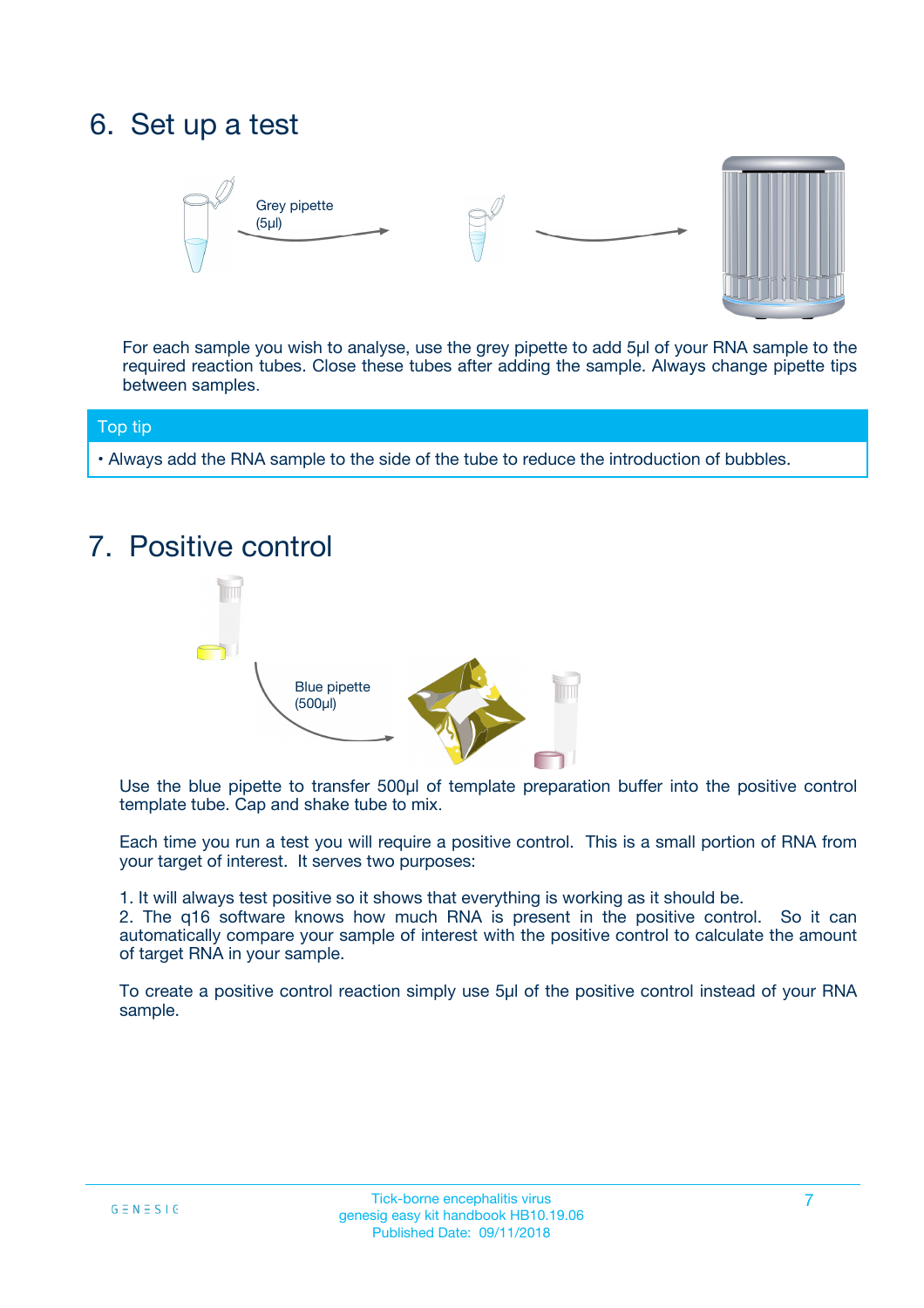# 6. Set up a test

Grey pipette
(5µl)

For each sample you wish to analyse, use the grey pipette to add 5µl of your RNA sample to the required reaction tubes. Close these tubes after adding the sample. Always change pipette tips between samples.

**Top tip**

- Always add the RNA sample to the side of the tube to reduce the introduction of bubbles.

# 7. Positive control

Blue pipette
(500µl)

Use the blue pipette to transfer 500µl of template preparation buffer into the positive control template tube. Cap and shake tube to mix.

Each time you run a test you will require a positive control. This is a small portion of RNA from your target of interest. It serves two purposes:

1. It will always test positive so it shows that everything is working as it should be.
2. The q16 software knows how much RNA is present in the positive control. So it can automatically compare your sample of interest with the positive control to calculate the amount of target RNA in your sample.

To create a positive control reaction simply use 5µl of the positive control instead of your RNA sample.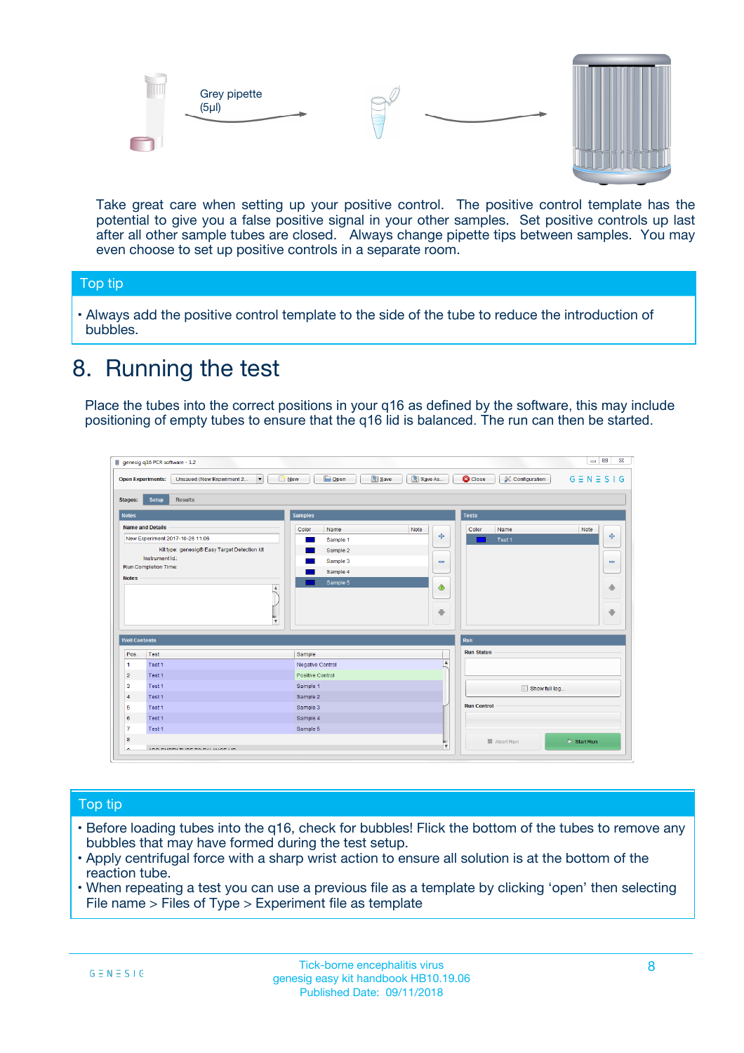Grey pipette (5µl)

Take great care when setting up your positive control. The positive control template has the potential to give you a false positive signal in your other samples. Set positive controls up last after all other sample tubes are closed. Always change pipette tips between samples. You may even choose to set up positive controls in a separate room.

## Top tip

- Always add the positive control template to the side of the tube to reduce the introduction of bubbles.

# 8. Running the test

Place the tubes into the correct positions in your q16 as defined by the software, this may include positioning of empty tubes to ensure that the q16 lid is balanced. The run can then be started.

## Top tip

- Before loading tubes into the q16, check for bubbles! Flick the bottom of the tubes to remove any bubbles that may have formed during the test setup.
- Apply centrifugal force with a sharp wrist action to ensure all solution is at the bottom of the reaction tube.
- When repeating a test you can use a previous file as a template by clicking 'open' then selecting File name > Files of Type > Experiment file as template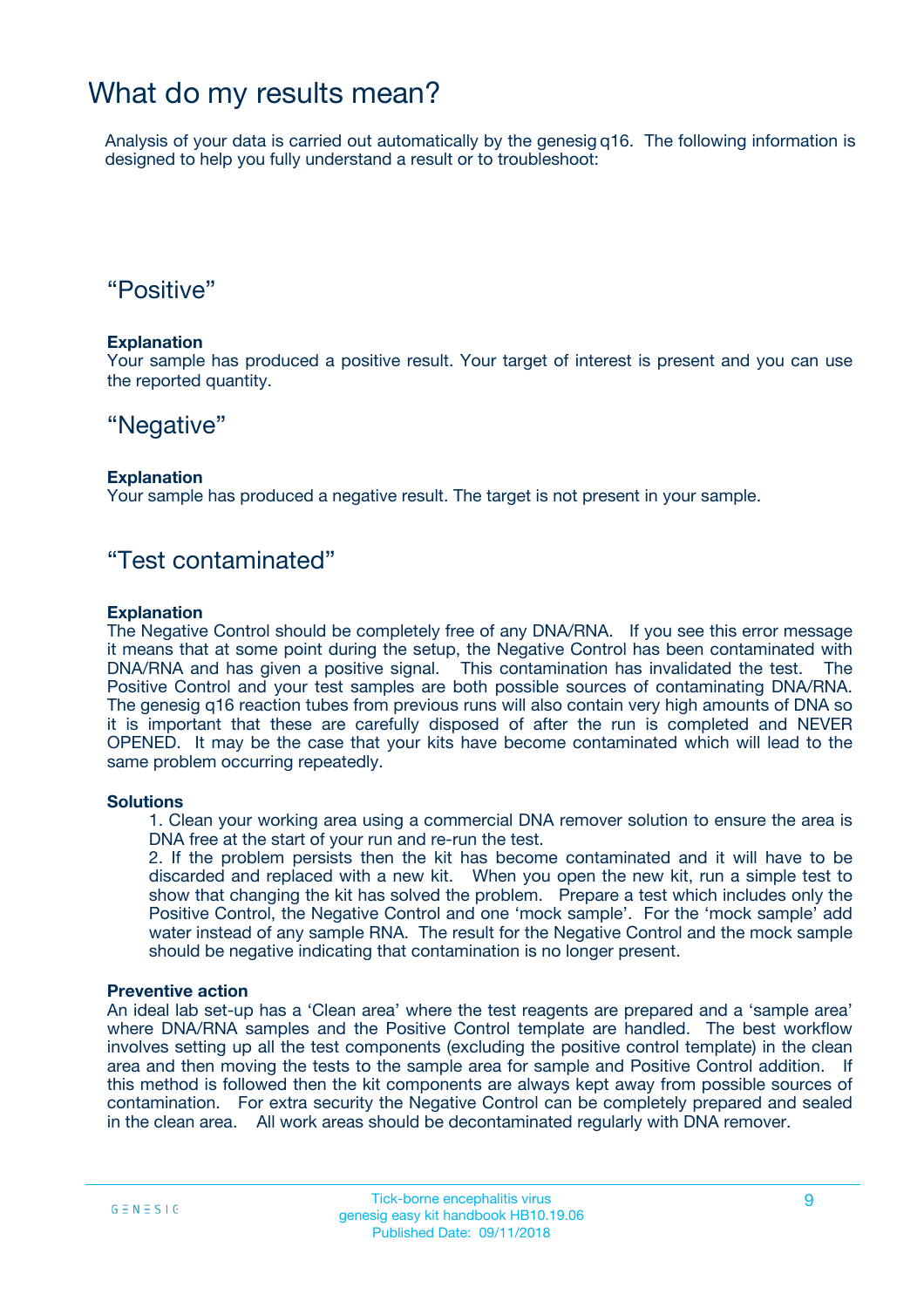# What do my results mean?

Analysis of your data is carried out automatically by the genesig q16. The following information is designed to help you fully understand a result or to troubleshoot:

## “Positive”

**Explanation**
Your sample has produced a positive result. Your target of interest is present and you can use the reported quantity.

## “Negative”

**Explanation**
Your sample has produced a negative result. The target is not present in your sample.

## “Test contaminated”

**Explanation**
The Negative Control should be completely free of any DNA/RNA. If you see this error message it means that at some point during the setup, the Negative Control has been contaminated with DNA/RNA and has given a positive signal. This contamination has invalidated the test. The Positive Control and your test samples are both possible sources of contaminating DNA/RNA. The genesig q16 reaction tubes from previous runs will also contain very high amounts of DNA so it is important that these are carefully disposed of after the run is completed and NEVER OPENED. It may be the case that your kits have become contaminated which will lead to the same problem occurring repeatedly.

**Solutions**

1. Clean your working area using a commercial DNA remover solution to ensure the area is DNA free at the start of your run and re-run the test.
2. If the problem persists then the kit has become contaminated and it will have to be discarded and replaced with a new kit. When you open the new kit, run a simple test to show that changing the kit has solved the problem. Prepare a test which includes only the Positive Control, the Negative Control and one ‘mock sample’. For the ‘mock sample’ add water instead of any sample RNA. The result for the Negative Control and the mock sample should be negative indicating that contamination is no longer present.

**Preventive action**
An ideal lab set-up has a ‘Clean area’ where the test reagents are prepared and a ‘sample area’ where DNA/RNA samples and the Positive Control template are handled. The best workflow involves setting up all the test components (excluding the positive control template) in the clean area and then moving the tests to the sample area for sample and Positive Control addition. If this method is followed then the kit components are always kept away from possible sources of contamination. For extra security the Negative Control can be completely prepared and sealed in the clean area. All work areas should be decontaminated regularly with DNA remover.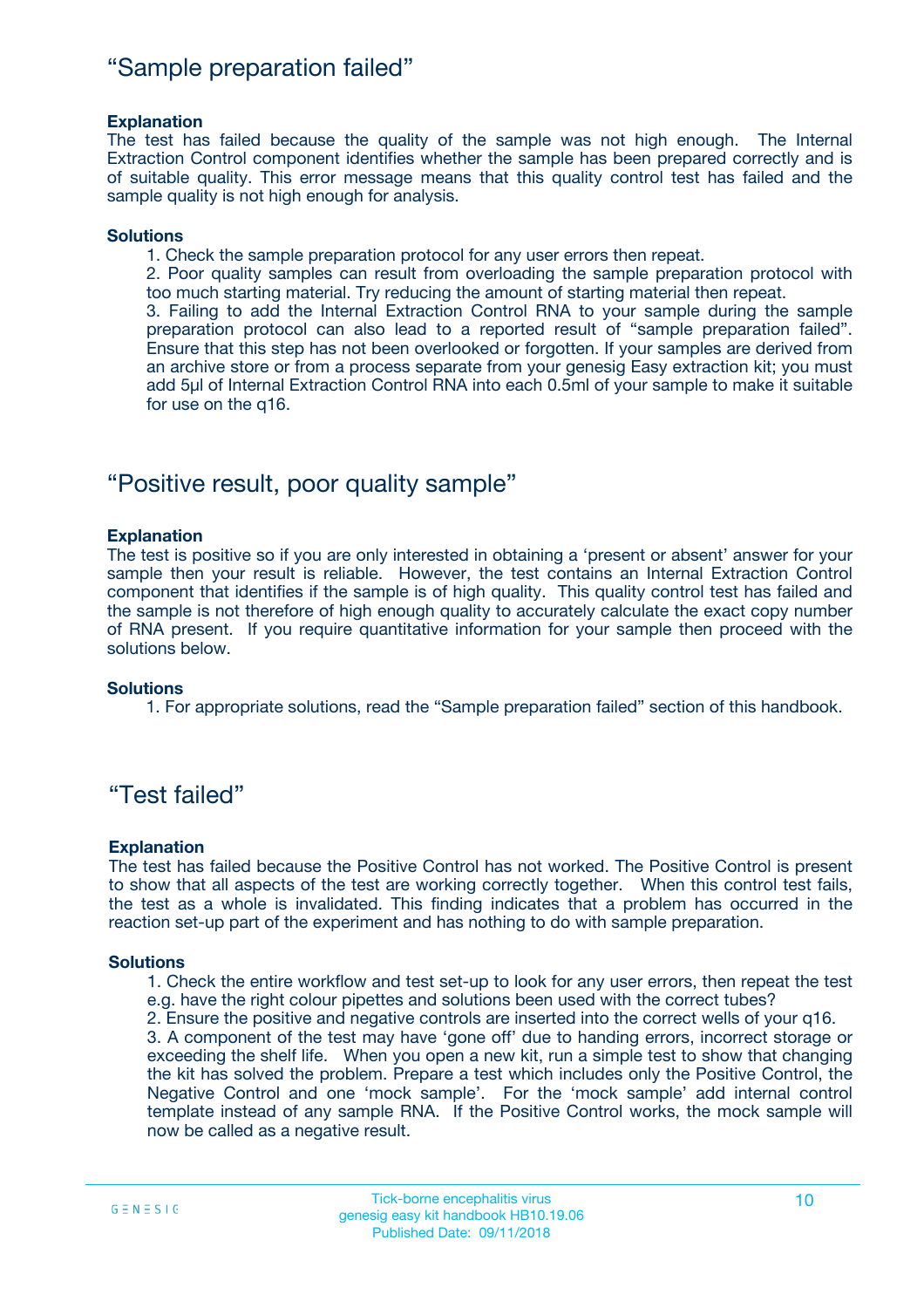## “Sample preparation failed”

**Explanation**

The test has failed because the quality of the sample was not high enough. The Internal Extraction Control component identifies whether the sample has been prepared correctly and is of suitable quality. This error message means that this quality control test has failed and the sample quality is not high enough for analysis.

**Solutions**

1. Check the sample preparation protocol for any user errors then repeat.
2. Poor quality samples can result from overloading the sample preparation protocol with too much starting material. Try reducing the amount of starting material then repeat.
3. Failing to add the Internal Extraction Control RNA to your sample during the sample preparation protocol can also lead to a reported result of “sample preparation failed”. Ensure that this step has not been overlooked or forgotten. If your samples are derived from an archive store or from a process separate from your genesig Easy extraction kit; you must add 5µl of Internal Extraction Control RNA into each 0.5ml of your sample to make it suitable for use on the q16.

## “Positive result, poor quality sample”

**Explanation**

The test is positive so if you are only interested in obtaining a ‘present or absent’ answer for your sample then your result is reliable. However, the test contains an Internal Extraction Control component that identifies if the sample is of high quality. This quality control test has failed and the sample is not therefore of high enough quality to accurately calculate the exact copy number of RNA present. If you require quantitative information for your sample then proceed with the solutions below.

**Solutions**

1. For appropriate solutions, read the “Sample preparation failed” section of this handbook.

## “Test failed”

**Explanation**

The test has failed because the Positive Control has not worked. The Positive Control is present to show that all aspects of the test are working correctly together. When this control test fails, the test as a whole is invalidated. This finding indicates that a problem has occurred in the reaction set-up part of the experiment and has nothing to do with sample preparation.

**Solutions**

1. Check the entire workflow and test set-up to look for any user errors, then repeat the test e.g. have the right colour pipettes and solutions been used with the correct tubes?
2. Ensure the positive and negative controls are inserted into the correct wells of your q16.
3. A component of the test may have ‘gone off’ due to handing errors, incorrect storage or exceeding the shelf life. When you open a new kit, run a simple test to show that changing the kit has solved the problem. Prepare a test which includes only the Positive Control, the Negative Control and one ‘mock sample’. For the ‘mock sample’ add internal control template instead of any sample RNA. If the Positive Control works, the mock sample will now be called as a negative result.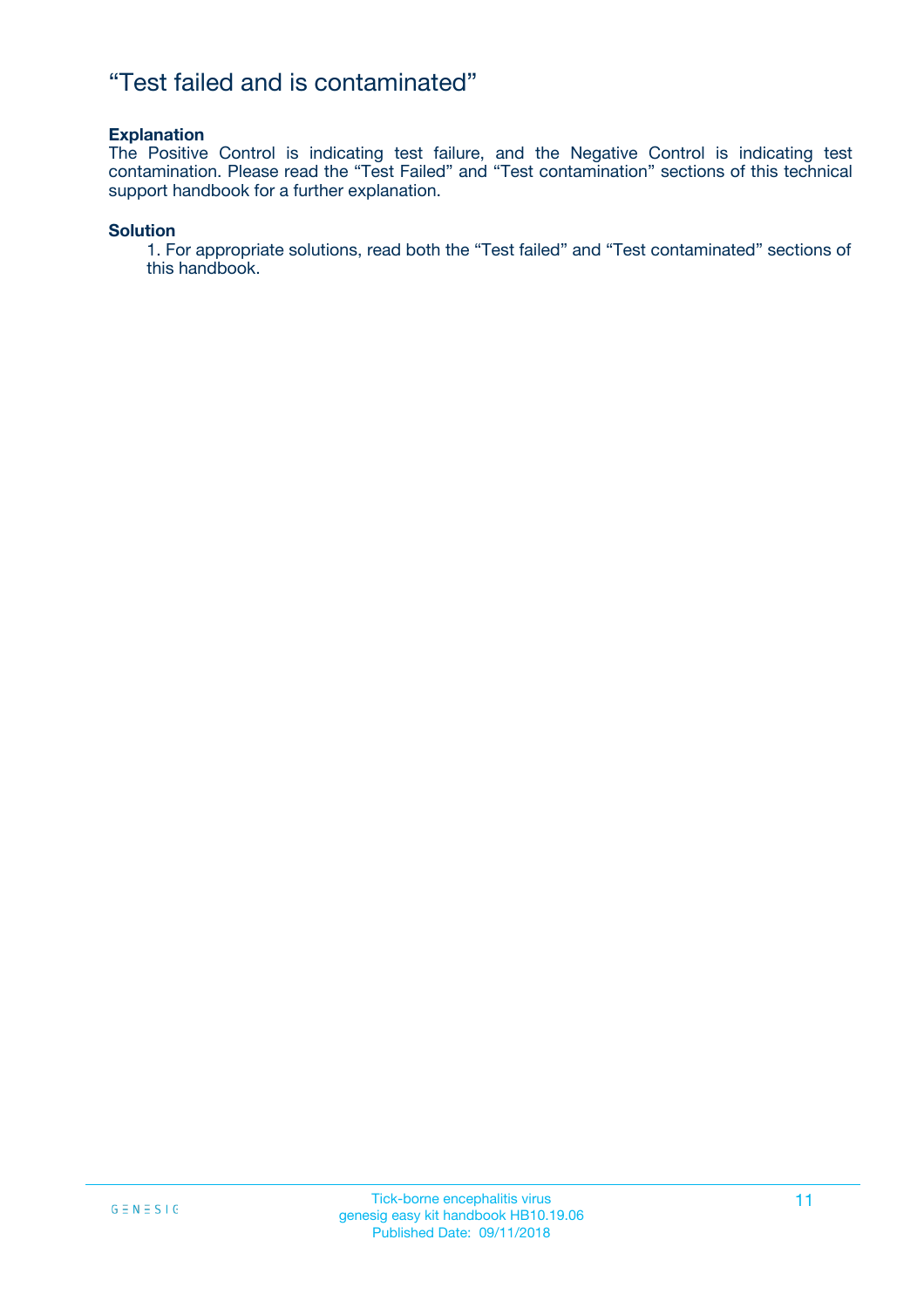# “Test failed and is contaminated”

**Explanation**

The Positive Control is indicating test failure, and the Negative Control is indicating test contamination. Please read the “Test Failed” and “Test contamination” sections of this technical support handbook for a further explanation.

**Solution**

1. For appropriate solutions, read both the “Test failed” and “Test contaminated” sections of this handbook.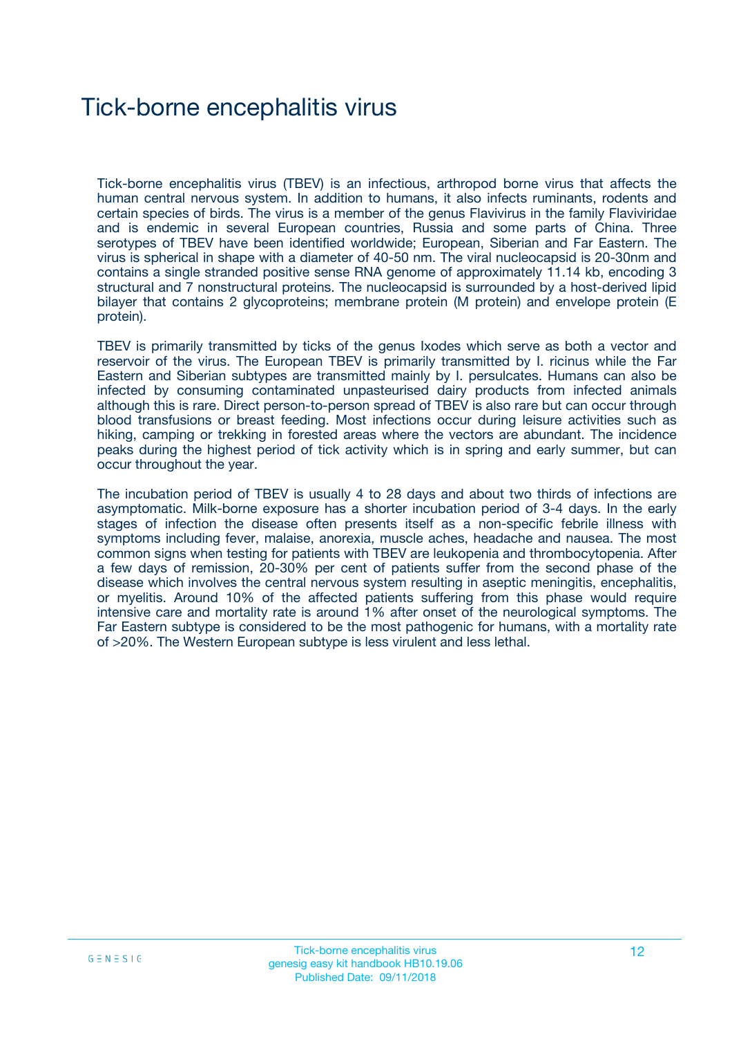# Tick-borne encephalitis virus

Tick-borne encephalitis virus (TBEV) is an infectious, arthropod borne virus that affects the human central nervous system. In addition to humans, it also infects ruminants, rodents and certain species of birds. The virus is a member of the genus Flavivirus in the family Flaviviridae and is endemic in several European countries, Russia and some parts of China. Three serotypes of TBEV have been identified worldwide; European, Siberian and Far Eastern. The virus is spherical in shape with a diameter of 40-50 nm. The viral nucleocapsid is 20-30nm and contains a single stranded positive sense RNA genome of approximately 11.14 kb, encoding 3 structural and 7 nonstructural proteins. The nucleocapsid is surrounded by a host-derived lipid bilayer that contains 2 glycoproteins; membrane protein (M protein) and envelope protein (E protein).

TBEV is primarily transmitted by ticks of the genus Ixodes which serve as both a vector and reservoir of the virus. The European TBEV is primarily transmitted by I. ricinus while the Far Eastern and Siberian subtypes are transmitted mainly by I. persulcates. Humans can also be infected by consuming contaminated unpasteurised dairy products from infected animals although this is rare. Direct person-to-person spread of TBEV is also rare but can occur through blood transfusions or breast feeding. Most infections occur during leisure activities such as hiking, camping or trekking in forested areas where the vectors are abundant. The incidence peaks during the highest period of tick activity which is in spring and early summer, but can occur throughout the year.

The incubation period of TBEV is usually 4 to 28 days and about two thirds of infections are asymptomatic. Milk-borne exposure has a shorter incubation period of 3-4 days. In the early stages of infection the disease often presents itself as a non-specific febrile illness with symptoms including fever, malaise, anorexia, muscle aches, headache and nausea. The most common signs when testing for patients with TBEV are leukopenia and thrombocytopenia. After a few days of remission, 20-30% per cent of patients suffer from the second phase of the disease which involves the central nervous system resulting in aseptic meningitis, encephalitis, or myelitis. Around 10% of the affected patients suffering from this phase would require intensive care and mortality rate is around 1% after onset of the neurological symptoms. The Far Eastern subtype is considered to be the most pathogenic for humans, with a mortality rate of >20%. The Western European subtype is less virulent and less lethal.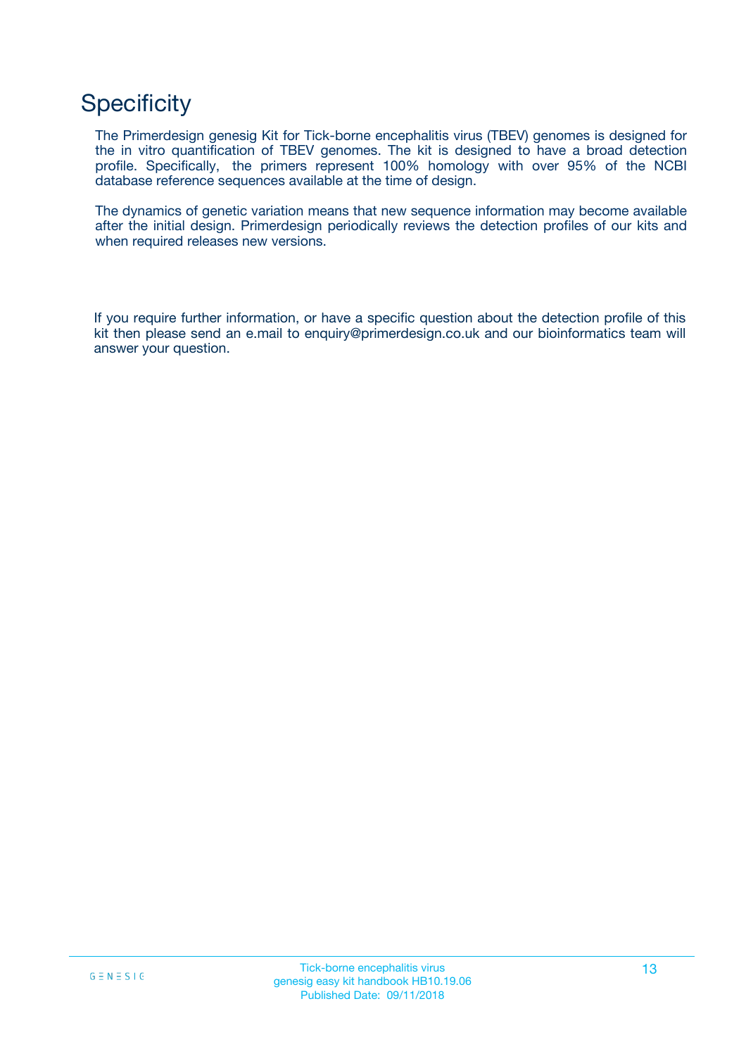# Specificity

The Primerdesign genesig Kit for Tick-borne encephalitis virus (TBEV) genomes is designed for the in vitro quantification of TBEV genomes. The kit is designed to have a broad detection profile. Specifically, the primers represent 100% homology with over 95% of the NCBI database reference sequences available at the time of design.

The dynamics of genetic variation means that new sequence information may become available after the initial design. Primerdesign periodically reviews the detection profiles of our kits and when required releases new versions.

If you require further information, or have a specific question about the detection profile of this kit then please send an e.mail to enquiry@primerdesign.co.uk and our bioinformatics team will answer your question.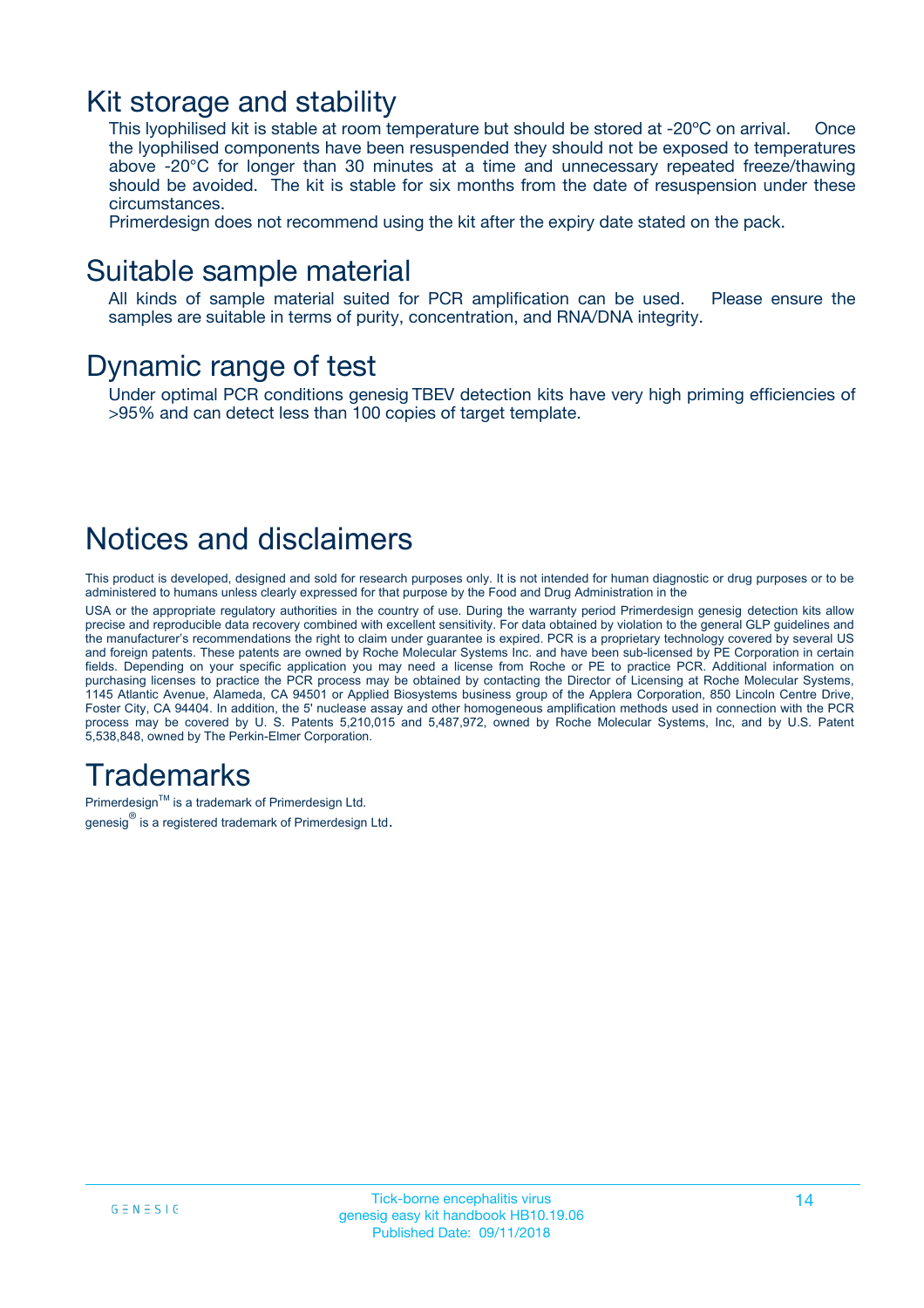## Kit storage and stability

This lyophilised kit is stable at room temperature but should be stored at -20ºC on arrival. Once the lyophilised components have been resuspended they should not be exposed to temperatures above -20°C for longer than 30 minutes at a time and unnecessary repeated freeze/thawing should be avoided. The kit is stable for six months from the date of resuspension under these circumstances.

Primerdesign does not recommend using the kit after the expiry date stated on the pack.

## Suitable sample material

All kinds of sample material suited for PCR amplification can be used. Please ensure the samples are suitable in terms of purity, concentration, and RNA/DNA integrity.

## Dynamic range of test

Under optimal PCR conditions genesig TBEV detection kits have very high priming efficiencies of >95% and can detect less than 100 copies of target template.

# Notices and disclaimers

This product is developed, designed and sold for research purposes only. It is not intended for human diagnostic or drug purposes or to be administered to humans unless clearly expressed for that purpose by the Food and Drug Administration in the USA or the appropriate regulatory authorities in the country of use. During the warranty period Primerdesign genesig detection kits allow precise and reproducible data recovery combined with excellent sensitivity. For data obtained by violation to the general GLP guidelines and the manufacturer's recommendations the right to claim under guarantee is expired. PCR is a proprietary technology covered by several US and foreign patents. These patents are owned by Roche Molecular Systems Inc. and have been sub-licensed by PE Corporation in certain fields. Depending on your specific application you may need a license from Roche or PE to practice PCR. Additional information on purchasing licenses to practice the PCR process may be obtained by contacting the Director of Licensing at Roche Molecular Systems, 1145 Atlantic Avenue, Alameda, CA 94501 or Applied Biosystems business group of the Applera Corporation, 850 Lincoln Centre Drive, Foster City, CA 94404. In addition, the 5' nuclease assay and other homogeneous amplification methods used in connection with the PCR process may be covered by U. S. Patents 5,210,015 and 5,487,972, owned by Roche Molecular Systems, Inc, and by U.S. Patent 5,538,848, owned by The Perkin-Elmer Corporation.

# Trademarks

Primerdesign™ is a trademark of Primerdesign Ltd.

genesig® is a registered trademark of Primerdesign Ltd.